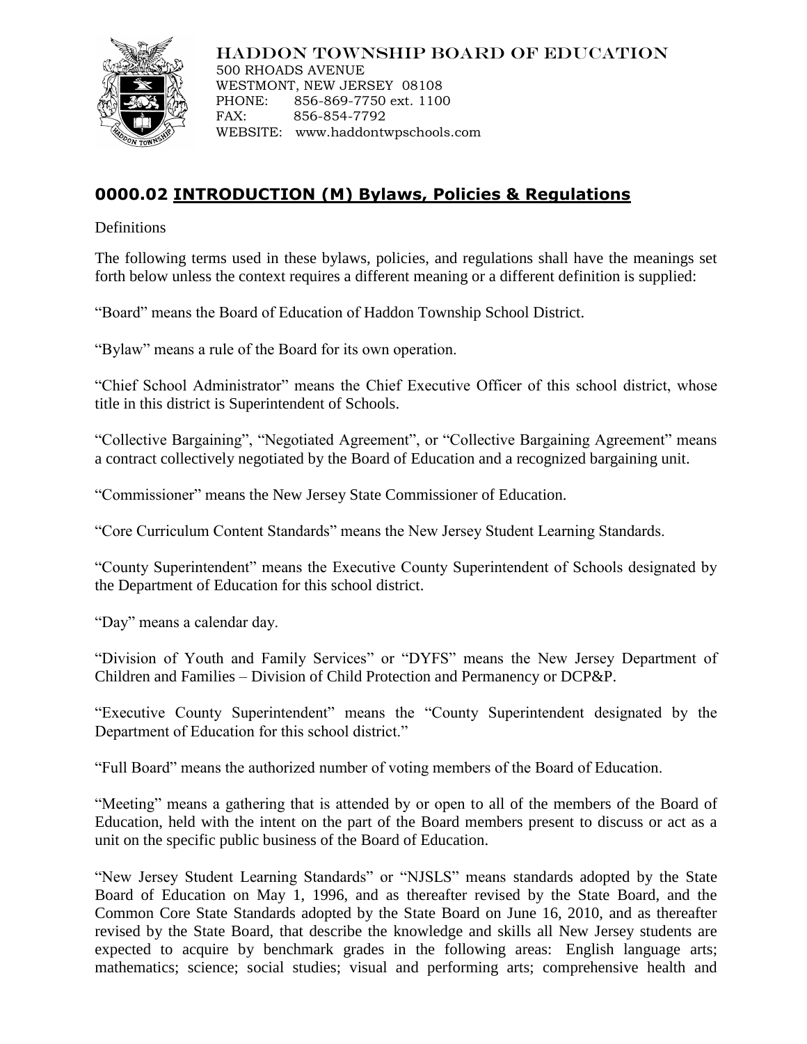HADDON TOWNSHIP BOARD OF EDUCATION
500 RHOADS AVENUE
WESTMONT, NEW JERSEY 08108
PHONE: 856-869-7750 ext. 1100
FAX: 856-854-7792
WEBSITE: www.haddontwpschools.com

# 0000.02 INTRODUCTION (M) Bylaws, Policies & Regulations

Definitions

The following terms used in these bylaws, policies, and regulations shall have the meanings set forth below unless the context requires a different meaning or a different definition is supplied:

"Board" means the Board of Education of Haddon Township School District.

"Bylaw" means a rule of the Board for its own operation.

"Chief School Administrator" means the Chief Executive Officer of this school district, whose title in this district is Superintendent of Schools.

"Collective Bargaining", "Negotiated Agreement", or "Collective Bargaining Agreement" means a contract collectively negotiated by the Board of Education and a recognized bargaining unit.

"Commissioner" means the New Jersey State Commissioner of Education.

"Core Curriculum Content Standards" means the New Jersey Student Learning Standards.

"County Superintendent" means the Executive County Superintendent of Schools designated by the Department of Education for this school district.

"Day" means a calendar day.

"Division of Youth and Family Services" or "DYFS" means the New Jersey Department of Children and Families – Division of Child Protection and Permanency or DCP&P.

"Executive County Superintendent" means the "County Superintendent designated by the Department of Education for this school district."

"Full Board" means the authorized number of voting members of the Board of Education.

"Meeting" means a gathering that is attended by or open to all of the members of the Board of Education, held with the intent on the part of the Board members present to discuss or act as a unit on the specific public business of the Board of Education.

"New Jersey Student Learning Standards" or "NJSLS" means standards adopted by the State Board of Education on May 1, 1996, and as thereafter revised by the State Board, and the Common Core State Standards adopted by the State Board on June 16, 2010, and as thereafter revised by the State Board, that describe the knowledge and skills all New Jersey students are expected to acquire by benchmark grades in the following areas: English language arts; mathematics; science; social studies; visual and performing arts; comprehensive health and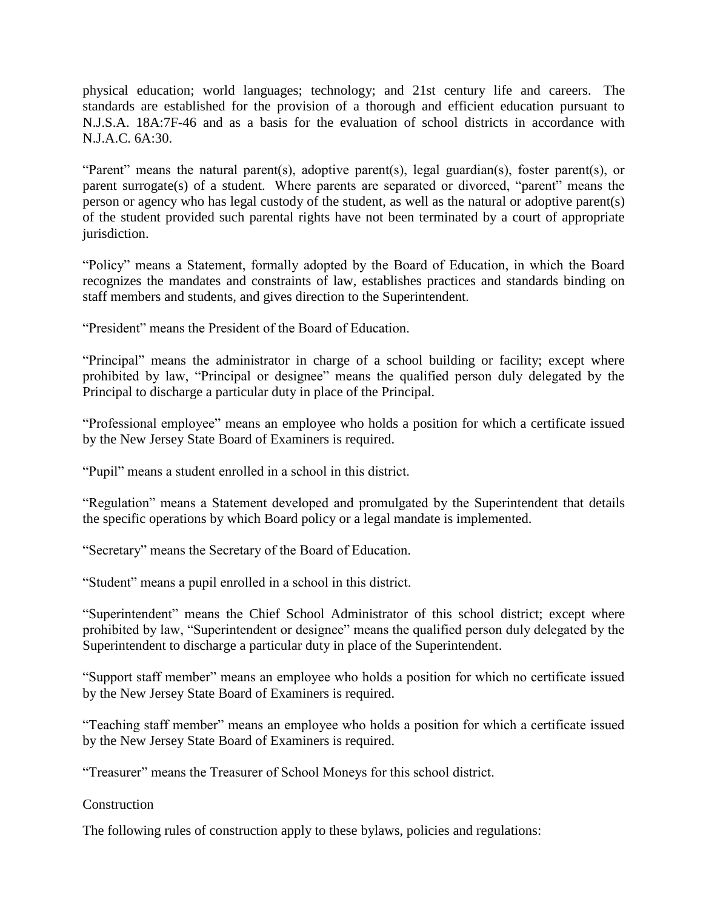physical education; world languages; technology; and 21st century life and careers. The standards are established for the provision of a thorough and efficient education pursuant to N.J.S.A. 18A:7F-46 and as a basis for the evaluation of school districts in accordance with N.J.A.C. 6A:30.

“Parent” means the natural parent(s), adoptive parent(s), legal guardian(s), foster parent(s), or parent surrogate(s) of a student. Where parents are separated or divorced, “parent” means the person or agency who has legal custody of the student, as well as the natural or adoptive parent(s) of the student provided such parental rights have not been terminated by a court of appropriate jurisdiction.

“Policy” means a Statement, formally adopted by the Board of Education, in which the Board recognizes the mandates and constraints of law, establishes practices and standards binding on staff members and students, and gives direction to the Superintendent.

“President” means the President of the Board of Education.

“Principal” means the administrator in charge of a school building or facility; except where prohibited by law, “Principal or designee” means the qualified person duly delegated by the Principal to discharge a particular duty in place of the Principal.

“Professional employee” means an employee who holds a position for which a certificate issued by the New Jersey State Board of Examiners is required.

“Pupil” means a student enrolled in a school in this district.

“Regulation” means a Statement developed and promulgated by the Superintendent that details the specific operations by which Board policy or a legal mandate is implemented.

“Secretary” means the Secretary of the Board of Education.

“Student” means a pupil enrolled in a school in this district.

“Superintendent” means the Chief School Administrator of this school district; except where prohibited by law, “Superintendent or designee” means the qualified person duly delegated by the Superintendent to discharge a particular duty in place of the Superintendent.

“Support staff member” means an employee who holds a position for which no certificate issued by the New Jersey State Board of Examiners is required.

“Teaching staff member” means an employee who holds a position for which a certificate issued by the New Jersey State Board of Examiners is required.

“Treasurer” means the Treasurer of School Moneys for this school district.

Construction

The following rules of construction apply to these bylaws, policies and regulations: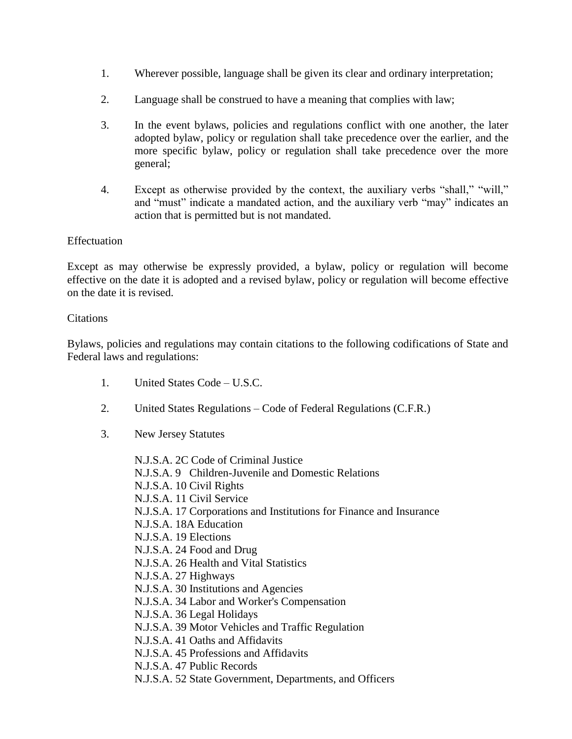1. Wherever possible, language shall be given its clear and ordinary interpretation;

2. Language shall be construed to have a meaning that complies with law;

3. In the event bylaws, policies and regulations conflict with one another, the later adopted bylaw, policy or regulation shall take precedence over the earlier, and the more specific bylaw, policy or regulation shall take precedence over the more general;

4. Except as otherwise provided by the context, the auxiliary verbs "shall," "will," and "must" indicate a mandated action, and the auxiliary verb "may" indicates an action that is permitted but is not mandated.

Effectuation

Except as may otherwise be expressly provided, a bylaw, policy or regulation will become effective on the date it is adopted and a revised bylaw, policy or regulation will become effective on the date it is revised.

Citations

Bylaws, policies and regulations may contain citations to the following codifications of State and Federal laws and regulations:

1. United States Code – U.S.C.

2. United States Regulations – Code of Federal Regulations (C.F.R.)

3. New Jersey Statutes

   N.J.S.A. 2C Code of Criminal Justice
   N.J.S.A. 9 Children-Juvenile and Domestic Relations
   N.J.S.A. 10 Civil Rights
   N.J.S.A. 11 Civil Service
   N.J.S.A. 17 Corporations and Institutions for Finance and Insurance
   N.J.S.A. 18A Education
   N.J.S.A. 19 Elections
   N.J.S.A. 24 Food and Drug
   N.J.S.A. 26 Health and Vital Statistics
   N.J.S.A. 27 Highways
   N.J.S.A. 30 Institutions and Agencies
   N.J.S.A. 34 Labor and Worker's Compensation
   N.J.S.A. 36 Legal Holidays
   N.J.S.A. 39 Motor Vehicles and Traffic Regulation
   N.J.S.A. 41 Oaths and Affidavits
   N.J.S.A. 45 Professions and Affidavits
   N.J.S.A. 47 Public Records
   N.J.S.A. 52 State Government, Departments, and Officers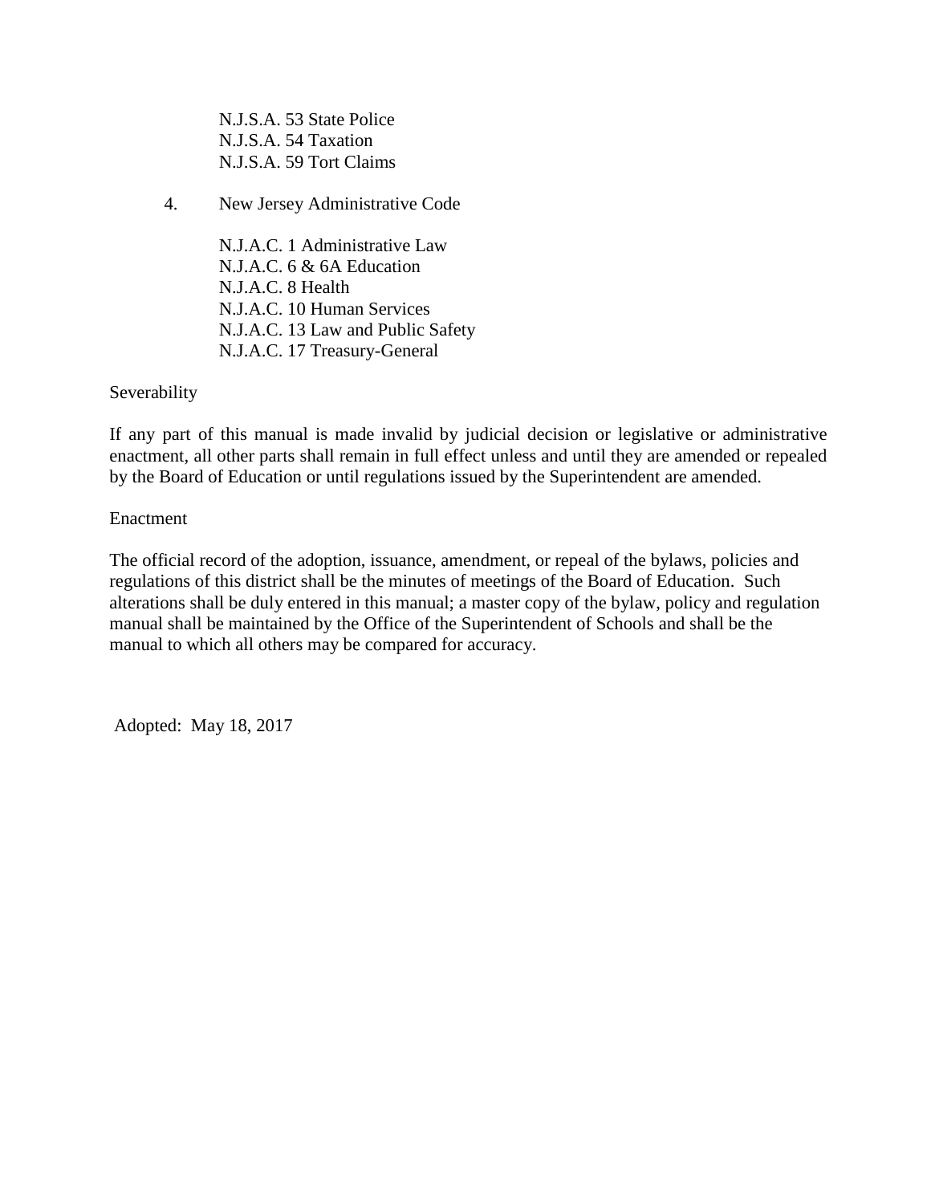N.J.S.A. 53 State Police
N.J.S.A. 54 Taxation
N.J.S.A. 59 Tort Claims

4. New Jersey Administrative Code

   N.J.A.C. 1 Administrative Law
   N.J.A.C. 6 & 6A Education
   N.J.A.C. 8 Health
   N.J.A.C. 10 Human Services
   N.J.A.C. 13 Law and Public Safety
   N.J.A.C. 17 Treasury-General

Severability

If any part of this manual is made invalid by judicial decision or legislative or administrative enactment, all other parts shall remain in full effect unless and until they are amended or repealed by the Board of Education or until regulations issued by the Superintendent are amended.

Enactment

The official record of the adoption, issuance, amendment, or repeal of the bylaws, policies and regulations of this district shall be the minutes of meetings of the Board of Education. Such alterations shall be duly entered in this manual; a master copy of the bylaw, policy and regulation manual shall be maintained by the Office of the Superintendent of Schools and shall be the manual to which all others may be compared for accuracy.

Adopted: May 18, 2017